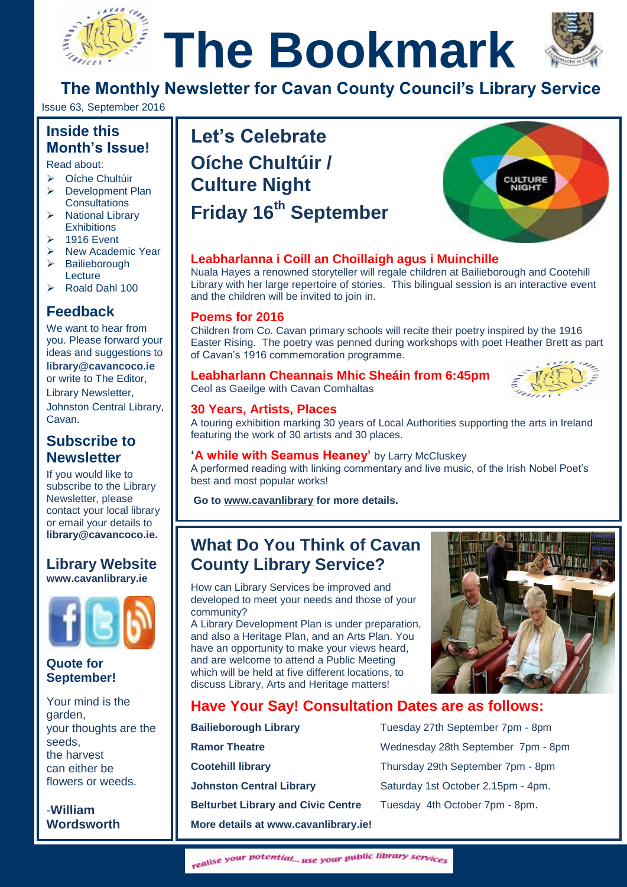# The Bookmark

## The Monthly Newsletter for Cavan County Council's Library Service

Issue 63, September 2016

### Inside this Month's Issue!

Read about:

- Oíche Chultúir
- Development Plan Consultations
- National Library Exhibitions
- 1916 Event
- New Academic Year
- Bailieborough Lecture
- Roald Dahl 100

### Feedback

We want to hear from you. Please forward your ideas and suggestions to **library@cavancoco.ie** or write to The Editor, Library Newsletter, Johnston Central Library, Cavan.

### Subscribe to Newsletter

If you would like to subscribe to the Library Newsletter, please contact your local library or email your details to **library@cavancoco.ie.**

### Library Website

**www.cavanlibrary.ie**

### Quote for September!

Your mind is the garden,
your thoughts are the seeds,
the harvest
can either be
flowers or weeds.

-**William Wordsworth**

## Let's Celebrate Oíche Chultúir / Culture Night Friday 16th September

### Leabharlanna i Coill an Choillaigh agus i Muinchille

Nuala Hayes a renowned storyteller will regale children at Bailieborough and Cootehill Library with her large repertoire of stories. This bilingual session is an interactive event and the children will be invited to join in.

### Poems for 2016

Children from Co. Cavan primary schools will recite their poetry inspired by the 1916 Easter Rising. The poetry was penned during workshops with poet Heather Brett as part of Cavan's 1916 commemoration programme.

### Leabharlann Cheannais Mhic Sheáin from 6:45pm

Ceol as Gaeilge with Cavan Comhaltas

### 30 Years, Artists, Places

A touring exhibition marking 30 years of Local Authorities supporting the arts in Ireland featuring the work of 30 artists and 30 places.

### 'A while with Seamus Heaney' by Larry McCluskey

A performed reading with linking commentary and live music, of the Irish Nobel Poet's best and most popular works!

**Go to www.cavanlibrary for more details.**

## What Do You Think of Cavan County Library Service?

How can Library Services be improved and developed to meet your needs and those of your community?

A Library Development Plan is under preparation, and also a Heritage Plan, and an Arts Plan. You have an opportunity to make your views heard, and are welcome to attend a Public Meeting which will be held at five different locations, to discuss Library, Arts and Heritage matters!

### Have Your Say! Consultation Dates are as follows:

| | |
|---|---|
| **Bailieborough Library** | Tuesday 27th September 7pm - 8pm |
| **Ramor Theatre** | Wednesday 28th September 7pm - 8pm |
| **Cootehill library** | Thursday 29th September 7pm - 8pm |
| **Johnston Central Library** | Saturday 1st October 2.15pm - 4pm. |
| **Belturbet Library and Civic Centre** | Tuesday 4th October 7pm - 8pm. |

**More details at www.cavanlibrary.ie!**

realise your potential... use your public library services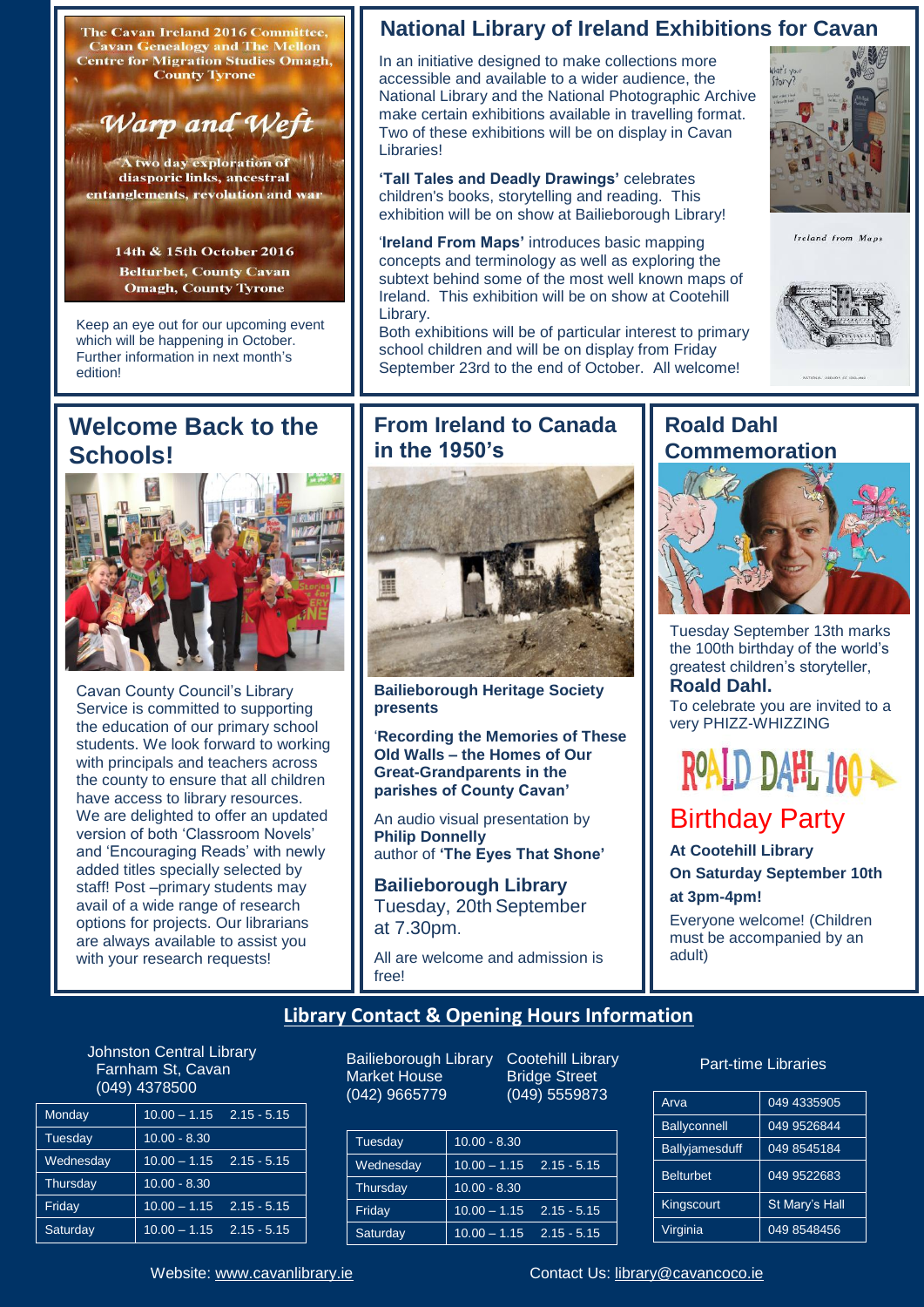The Cavan Ireland 2016 Committee, Cavan Genealogy and The Mellon Centre for Migration Studies Omagh, County Tyrone

*Warp and Weft*

A two day exploration of diasporic links, ancestral entanglements, revolution and war

14th & 15th October 2016
Belturbet, County Cavan
Omagh, County Tyrone

Keep an eye out for our upcoming event which will be happening in October. Further information in next month's edition!

## National Library of Ireland Exhibitions for Cavan

In an initiative designed to make collections more accessible and available to a wider audience, the National Library and the National Photographic Archive make certain exhibitions available in travelling format. Two of these exhibitions will be on display in Cavan Libraries!

**'Tall Tales and Deadly Drawings'** celebrates children's books, storytelling and reading. This exhibition will be on show at Bailieborough Library!

'**Ireland From Maps'** introduces basic mapping concepts and terminology as well as exploring the subtext behind some of the most well known maps of Ireland. This exhibition will be on show at Cootehill Library.

Both exhibitions will be of particular interest to primary school children and will be on display from Friday September 23rd to the end of October. All welcome!

## Welcome Back to the Schools!

Cavan County Council's Library Service is committed to supporting the education of our primary school students. We look forward to working with principals and teachers across the county to ensure that all children have access to library resources. We are delighted to offer an updated version of both 'Classroom Novels' and 'Encouraging Reads' with newly added titles specially selected by staff! Post –primary students may avail of a wide range of research options for projects. Our librarians are always available to assist you with your research requests!

## From Ireland to Canada in the 1950's

**Bailieborough Heritage Society presents**

'**Recording the Memories of These Old Walls – the Homes of Our Great-Grandparents in the parishes of County Cavan'**

An audio visual presentation by **Philip Donnelly** author of **'The Eyes That Shone'**

**Bailieborough Library**
Tuesday, 20th September at 7.30pm.

All are welcome and admission is free!

## Roald Dahl Commemoration

Tuesday September 13th marks the 100th birthday of the world's greatest children's storyteller, **Roald Dahl.**

To celebrate you are invited to a very PHIZZ-WHIZZING

ROALD DAHL 100

Birthday Party

**At Cootehill Library**
**On Saturday September 10th**
**at 3pm-4pm!**

Everyone welcome! (Children must be accompanied by an adult)

## Library Contact & Opening Hours Information

Johnston Central Library
Farnham St, Cavan
(049) 4378500

| | | |
|---|---|---|
| Monday | 10.00 – 1.15 | 2.15 - 5.15 |
| Tuesday | 10.00 - 8.30 | |
| Wednesday | 10.00 – 1.15 | 2.15 - 5.15 |
| Thursday | 10.00 - 8.30 | |
| Friday | 10.00 – 1.15 | 2.15 - 5.15 |
| Saturday | 10.00 – 1.15 | 2.15 - 5.15 |

Bailieborough Library
Market House
(042) 9665779

Cootehill Library
Bridge Street
(049) 5559873

| | | |
|---|---|---|
| Tuesday | 10.00 - 8.30 | |
| Wednesday | 10.00 – 1.15 | 2.15 - 5.15 |
| Thursday | 10.00 - 8.30 | |
| Friday | 10.00 – 1.15 | 2.15 - 5.15 |
| Saturday | 10.00 – 1.15 | 2.15 - 5.15 |

Part-time Libraries

| | |
|---|---|
| Arva | 049 4335905 |
| Ballyconnell | 049 9526844 |
| Ballyjamesduff | 049 8545184 |
| Belturbet | 049 9522683 |
| Kingscourt | St Mary's Hall |
| Virginia | 049 8548456 |

Website: www.cavanlibrary.ie

Contact Us: library@cavancoco.ie